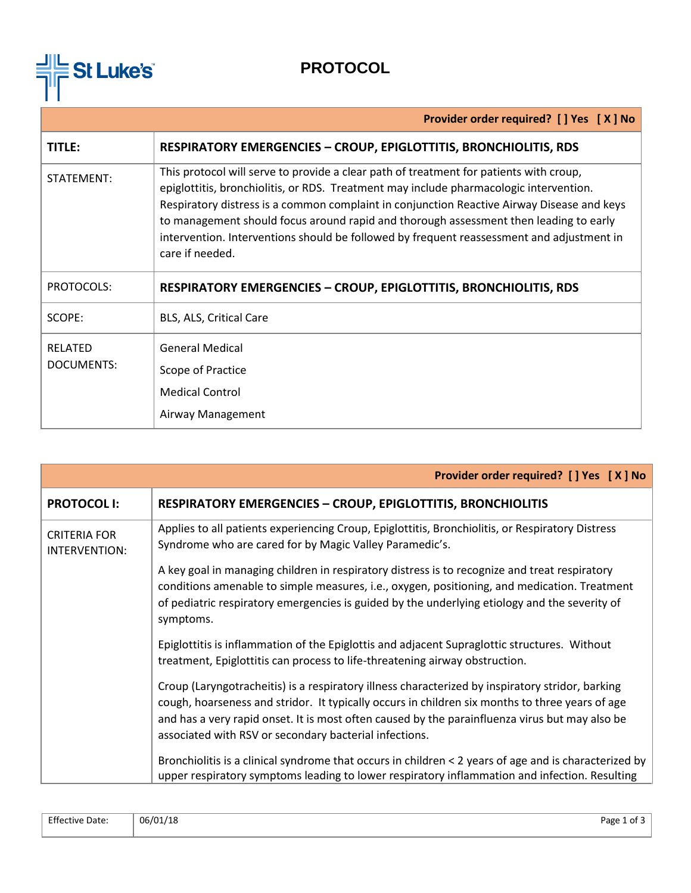# PROTOCOL

| Provider order required? [ ] Yes [ X ] No | |
|---|---|
| **TITLE:** | **RESPIRATORY EMERGENCIES – CROUP, EPIGLOTTITIS, BRONCHIOLITIS, RDS** |
| STATEMENT: | This protocol will serve to provide a clear path of treatment for patients with croup, epiglottitis, bronchiolitis, or RDS. Treatment may include pharmacologic intervention. Respiratory distress is a common complaint in conjunction Reactive Airway Disease and keys to management should focus around rapid and thorough assessment then leading to early intervention. Interventions should be followed by frequent reassessment and adjustment in care if needed. |
| PROTOCOLS: | **RESPIRATORY EMERGENCIES – CROUP, EPIGLOTTITIS, BRONCHIOLITIS, RDS** |
| SCOPE: | BLS, ALS, Critical Care |
| RELATED DOCUMENTS: | General Medical<br>Scope of Practice<br>Medical Control<br>Airway Management |

| Provider order required? [ ] Yes [ X ] No | |
|---|---|
| **PROTOCOL I:** | **RESPIRATORY EMERGENCIES – CROUP, EPIGLOTTITIS, BRONCHIOLITIS** |
| CRITERIA FOR INTERVENTION: | Applies to all patients experiencing Croup, Epiglottitis, Bronchiolitis, or Respiratory Distress Syndrome who are cared for by Magic Valley Paramedic's.<br><br>A key goal in managing children in respiratory distress is to recognize and treat respiratory conditions amenable to simple measures, i.e., oxygen, positioning, and medication. Treatment of pediatric respiratory emergencies is guided by the underlying etiology and the severity of symptoms.<br><br>Epiglottitis is inflammation of the Epiglottis and adjacent Supraglottic structures. Without treatment, Epiglottitis can process to life-threatening airway obstruction.<br><br>Croup (Laryngotracheitis) is a respiratory illness characterized by inspiratory stridor, barking cough, hoarseness and stridor. It typically occurs in children six months to three years of age and has a very rapid onset. It is most often caused by the parainfluenza virus but may also be associated with RSV or secondary bacterial infections.<br><br>Bronchiolitis is a clinical syndrome that occurs in children < 2 years of age and is characterized by upper respiratory symptoms leading to lower respiratory inflammation and infection. Resulting |

Effective Date: 06/01/18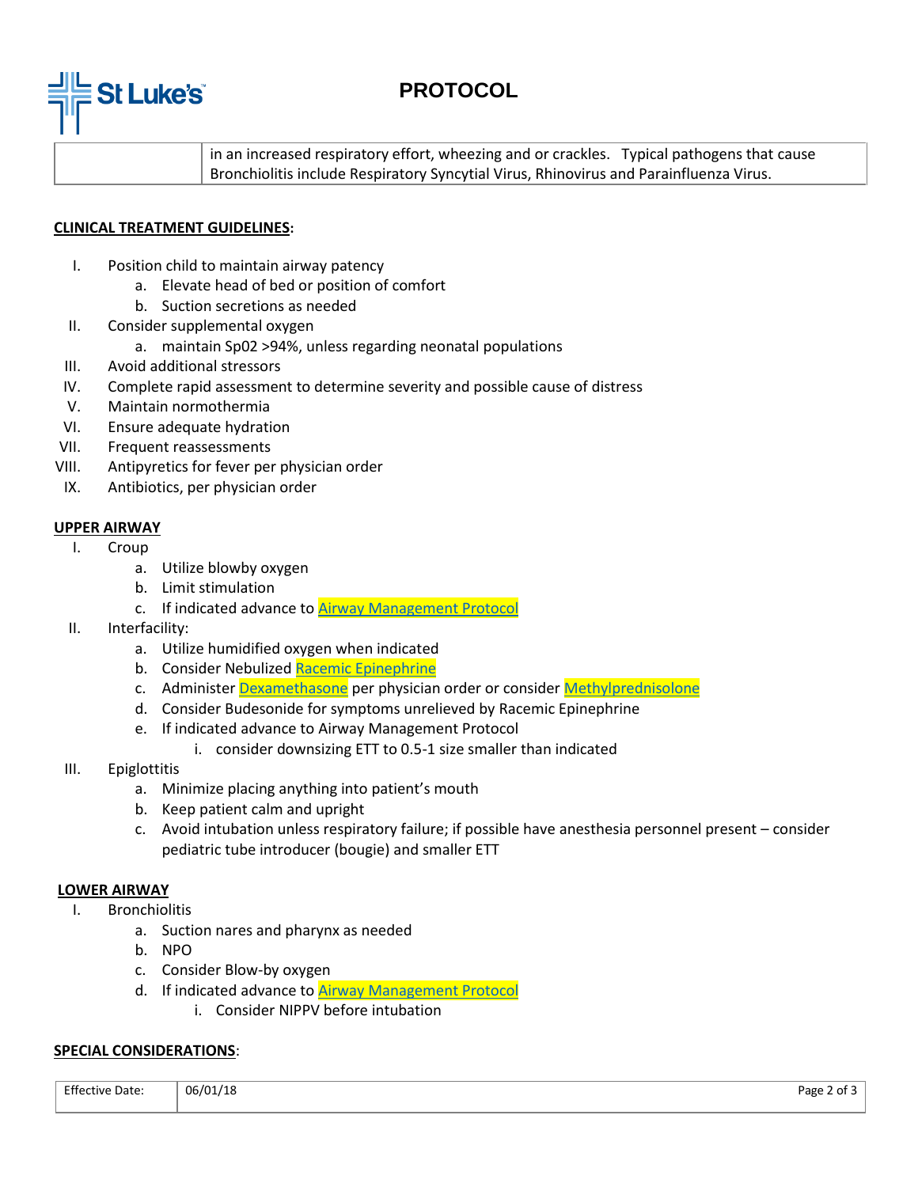| | in an increased respiratory effort, wheezing and or crackles. Typical pathogens that cause Bronchiolitis include Respiratory Syncytial Virus, Rhinovirus and Parainfluenza Virus. |
|---|---|

**CLINICAL TREATMENT GUIDELINES:**

I. Position child to maintain airway patency
   a. Elevate head of bed or position of comfort
   b. Suction secretions as needed
II. Consider supplemental oxygen
   a. maintain Sp02 >94%, unless regarding neonatal populations
III. Avoid additional stressors
IV. Complete rapid assessment to determine severity and possible cause of distress
V. Maintain normothermia
VI. Ensure adequate hydration
VII. Frequent reassessments
VIII. Antipyretics for fever per physician order
IX. Antibiotics, per physician order

**UPPER AIRWAY**

I. Croup
   a. Utilize blowby oxygen
   b. Limit stimulation
   c. If indicated advance to Airway Management Protocol
II. Interfacility:
   a. Utilize humidified oxygen when indicated
   b. Consider Nebulized Racemic Epinephrine
   c. Administer Dexamethasone per physician order or consider Methylprednisolone
   d. Consider Budesonide for symptoms unrelieved by Racemic Epinephrine
   e. If indicated advance to Airway Management Protocol
      i. consider downsizing ETT to 0.5-1 size smaller than indicated
III. Epiglottitis
   a. Minimize placing anything into patient's mouth
   b. Keep patient calm and upright
   c. Avoid intubation unless respiratory failure; if possible have anesthesia personnel present – consider pediatric tube introducer (bougie) and smaller ETT

**LOWER AIRWAY**

I. Bronchiolitis
   a. Suction nares and pharynx as needed
   b. NPO
   c. Consider Blow-by oxygen
   d. If indicated advance to Airway Management Protocol
      i. Consider NIPPV before intubation

**SPECIAL CONSIDERATIONS:**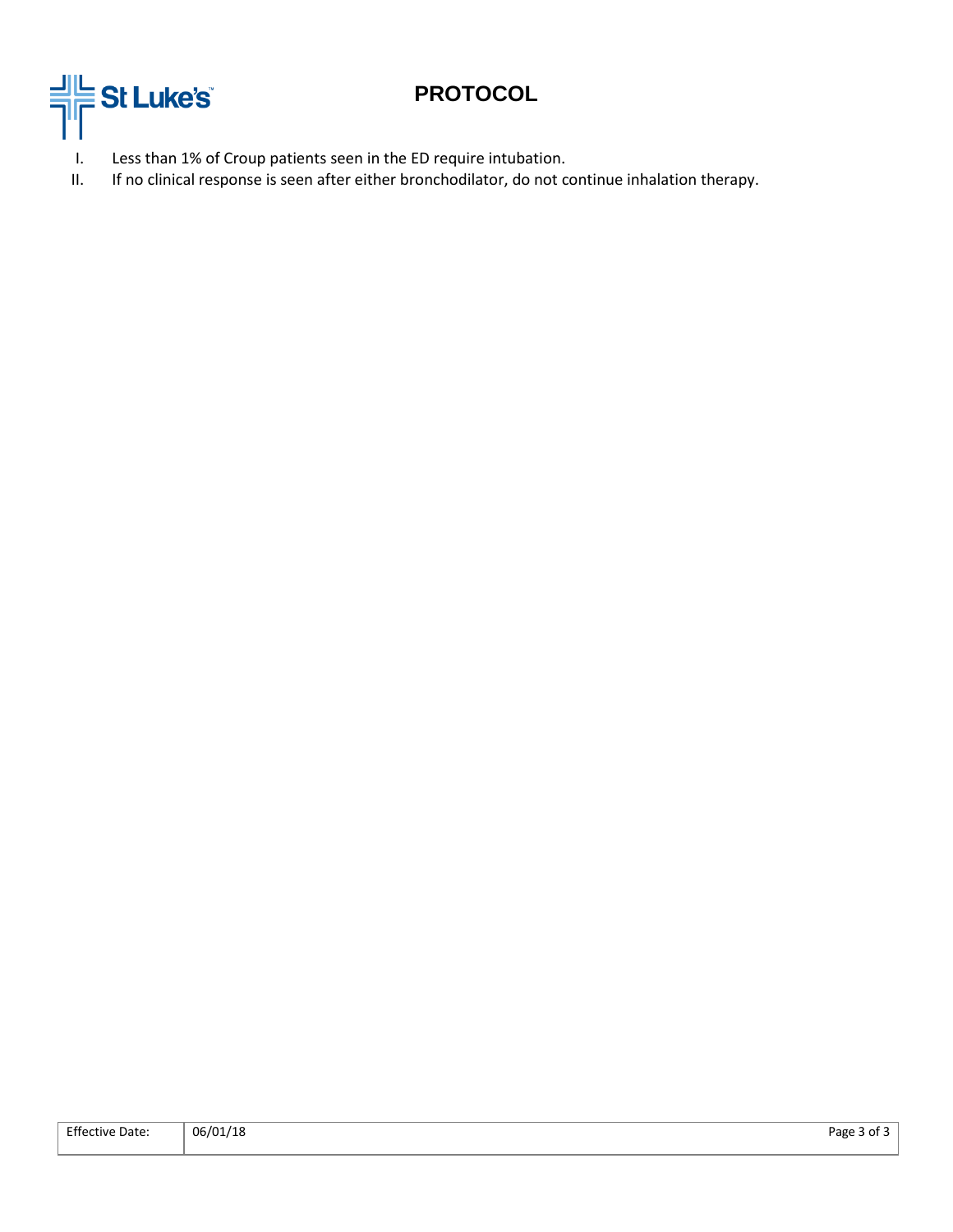I. Less than 1% of Croup patients seen in the ED require intubation.
II. If no clinical response is seen after either bronchodilator, do not continue inhalation therapy.